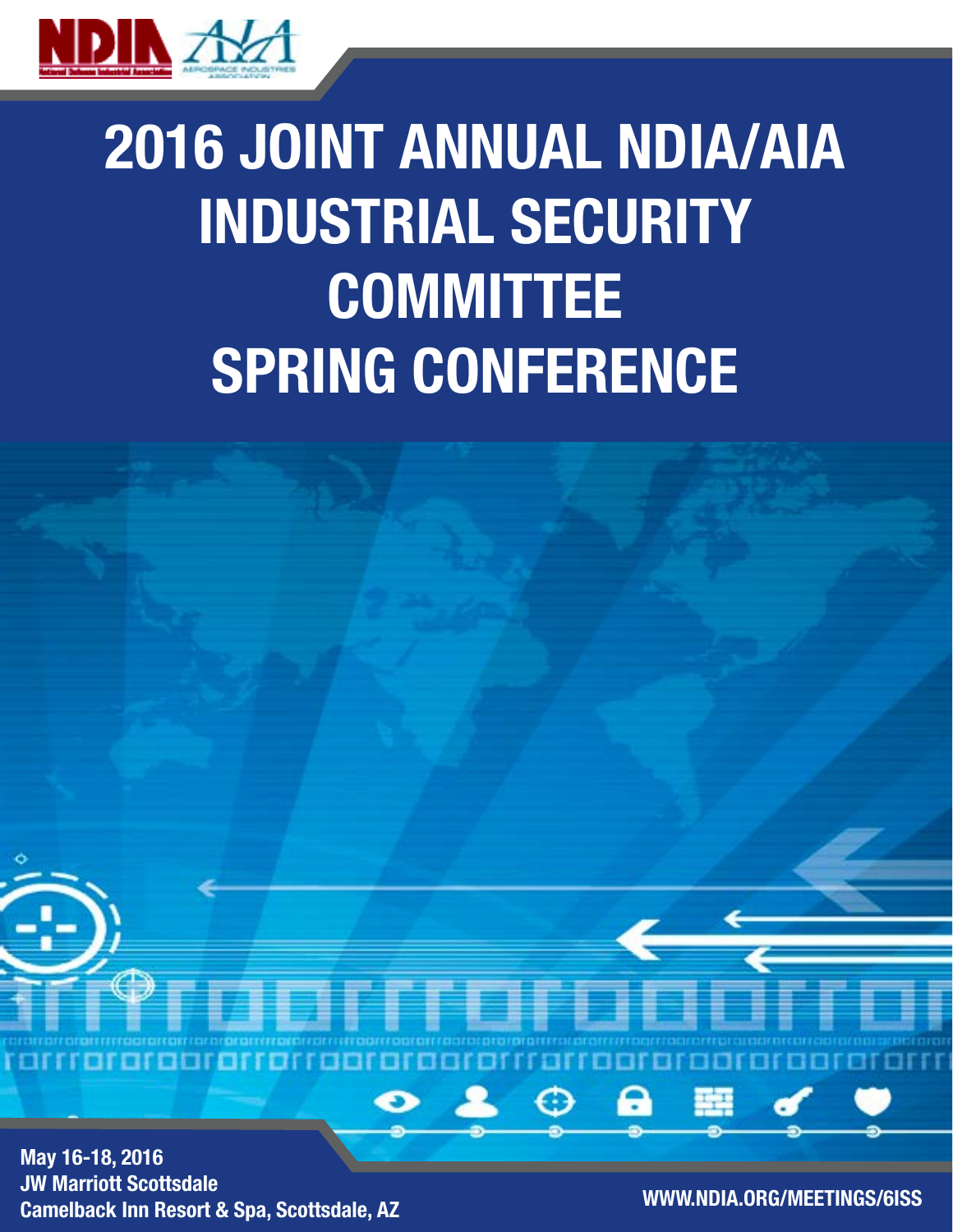# 2016 JOINT ANNUAL NDIA/AIA INDUSTRIAL SECURITY COMMITTEE SPRING CONFERENCE

**May 16-18, 2016**
**JW Marriott Scottsdale**
**Camelback Inn Resort & Spa, Scottsdale, AZ**

**WWW.NDIA.ORG/MEETINGS/6ISS**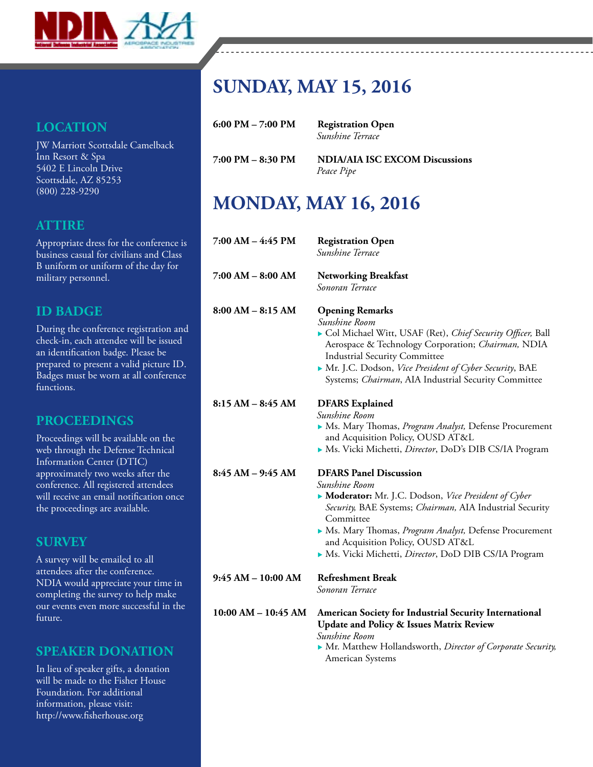## LOCATION

JW Marriott Scottsdale Camelback Inn Resort & Spa
5402 E Lincoln Drive
Scottsdale, AZ 85253
(800) 228-9290

## ATTIRE

Appropriate dress for the conference is business casual for civilians and Class B uniform or uniform of the day for military personnel.

## ID BADGE

During the conference registration and check-in, each attendee will be issued an identification badge. Please be prepared to present a valid picture ID. Badges must be worn at all conference functions.

## PROCEEDINGS

Proceedings will be available on the web through the Defense Technical Information Center (DTIC) approximately two weeks after the conference. All registered attendees will receive an email notification once the proceedings are available.

## SURVEY

A survey will be emailed to all attendees after the conference. NDIA would appreciate your time in completing the survey to help make our events even more successful in the future.

## SPEAKER DONATION

In lieu of speaker gifts, a donation will be made to the Fisher House Foundation. For additional information, please visit: http://www.fisherhouse.org

# SUNDAY, MAY 15, 2016

**6:00 PM – 7:00 PM** — **Registration Open**
*Sunshine Terrace*

**7:00 PM – 8:30 PM** — **NDIA/AIA ISC EXCOM Discussions**
*Peace Pipe*

# MONDAY, MAY 16, 2016

**7:00 AM – 4:45 PM** — **Registration Open**
*Sunshine Terrace*

**7:00 AM – 8:00 AM** — **Networking Breakfast**
*Sonoran Terrace*

**8:00 AM – 8:15 AM** — **Opening Remarks**
*Sunshine Room*
- Col Michael Witt, USAF (Ret), *Chief Security Officer,* Ball Aerospace & Technology Corporation; *Chairman,* NDIA Industrial Security Committee
- Mr. J.C. Dodson, *Vice President of Cyber Security*, BAE Systems; *Chairman*, AIA Industrial Security Committee

**8:15 AM – 8:45 AM** — **DFARS Explained**
*Sunshine Room*
- Ms. Mary Thomas, *Program Analyst,* Defense Procurement and Acquisition Policy, OUSD AT&L
- Ms. Vicki Michetti, *Director*, DoD's DIB CS/IA Program

**8:45 AM – 9:45 AM** — **DFARS Panel Discussion**
*Sunshine Room*
- **Moderator:** Mr. J.C. Dodson, *Vice President of Cyber Security,* BAE Systems; *Chairman,* AIA Industrial Security Committee
- Ms. Mary Thomas, *Program Analyst,* Defense Procurement and Acquisition Policy, OUSD AT&L
- Ms. Vicki Michetti, *Director*, DoD DIB CS/IA Program

**9:45 AM – 10:00 AM** — **Refreshment Break**
*Sonoran Terrace*

**10:00 AM – 10:45 AM** — **American Society for Industrial Security International Update and Policy & Issues Matrix Review**
*Sunshine Room*
- Mr. Matthew Hollandsworth, *Director of Corporate Security,* American Systems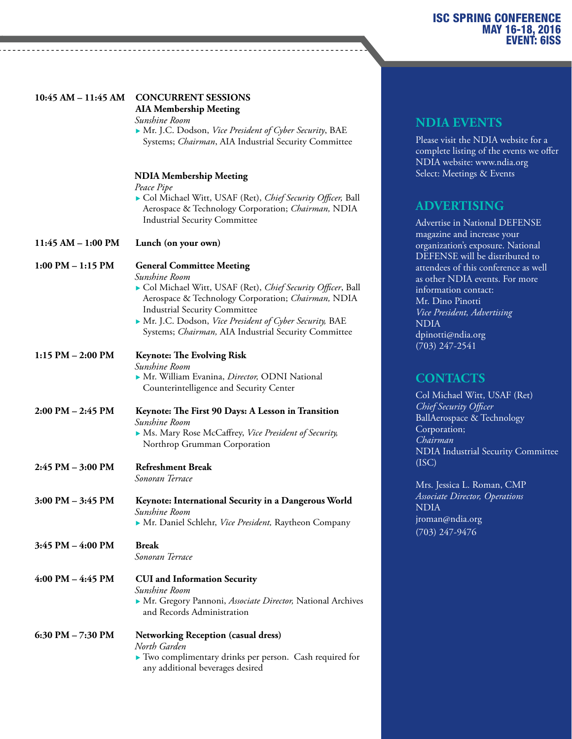**10:45 AM – 11:45 AM** **CONCURRENT SESSIONS**

**AIA Membership Meeting**
*Sunshine Room*
- Mr. J.C. Dodson, *Vice President of Cyber Security*, BAE Systems; *Chairman*, AIA Industrial Security Committee

**NDIA Membership Meeting**
*Peace Pipe*
- Col Michael Witt, USAF (Ret), *Chief Security Officer,* Ball Aerospace & Technology Corporation; *Chairman,* NDIA Industrial Security Committee

**11:45 AM – 1:00 PM** **Lunch (on your own)**

**1:00 PM – 1:15 PM** **General Committee Meeting**
*Sunshine Room*
- Col Michael Witt, USAF (Ret), *Chief Security Officer*, Ball Aerospace & Technology Corporation; *Chairman,* NDIA Industrial Security Committee
- Mr. J.C. Dodson, *Vice President of Cyber Security,* BAE Systems; *Chairman,* AIA Industrial Security Committee

**1:15 PM – 2:00 PM** **Keynote: The Evolving Risk**
*Sunshine Room*
- Mr. William Evanina, *Director,* ODNI National Counterintelligence and Security Center

**2:00 PM – 2:45 PM** **Keynote: The First 90 Days: A Lesson in Transition**
*Sunshine Room*
- Ms. Mary Rose McCaffrey, *Vice President of Security,* Northrop Grumman Corporation

**2:45 PM – 3:00 PM** **Refreshment Break**
*Sonoran Terrace*

**3:00 PM – 3:45 PM** **Keynote: International Security in a Dangerous World**
*Sunshine Room*
- Mr. Daniel Schlehr, *Vice President,* Raytheon Company

**3:45 PM – 4:00 PM** **Break**
*Sonoran Terrace*

**4:00 PM – 4:45 PM** **CUI and Information Security**
*Sunshine Room*
- Mr. Gregory Pannoni, *Associate Director,* National Archives and Records Administration

**6:30 PM – 7:30 PM** **Networking Reception (casual dress)**
*North Garden*
- Two complimentary drinks per person. Cash required for any additional beverages desired

## NDIA EVENTS

Please visit the NDIA website for a complete listing of the events we offer
NDIA website: www.ndia.org
Select: Meetings & Events

## ADVERTISING

Advertise in National DEFENSE magazine and increase your organization's exposure. National DEFENSE will be distributed to attendees of this conference as well as other NDIA events. For more information contact:
Mr. Dino Pinotti
*Vice President, Advertising*
NDIA
dpinotti@ndia.org
(703) 247-2541

## CONTACTS

Col Michael Witt, USAF (Ret)
*Chief Security Officer*
BallAerospace & Technology Corporation;
*Chairman*
NDIA Industrial Security Committee (ISC)

Mrs. Jessica L. Roman, CMP
*Associate Director, Operations*
NDIA
jroman@ndia.org
(703) 247-9476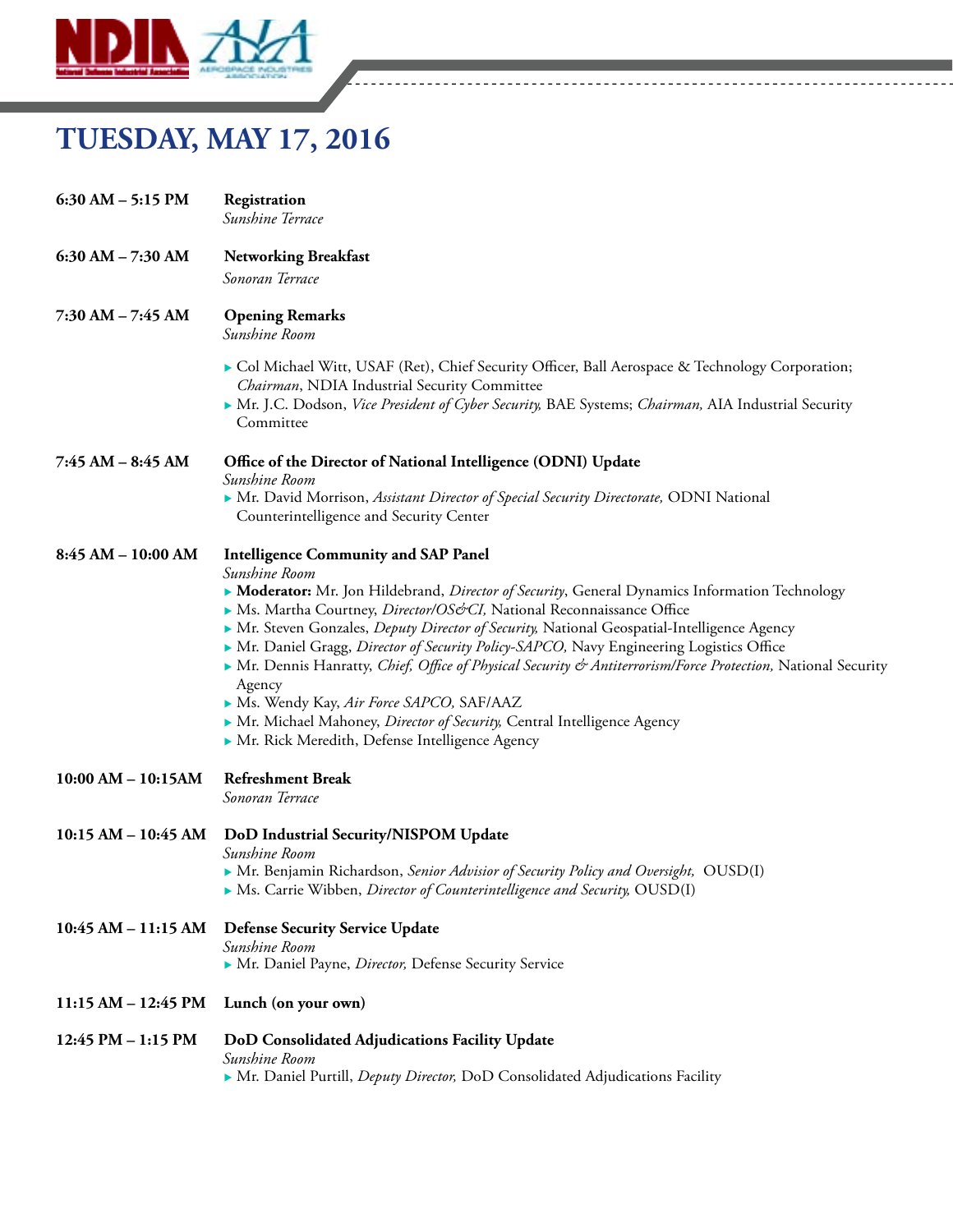# TUESDAY, MAY 17, 2016

**6:30 AM – 5:15 PM** **Registration**
*Sunshine Terrace*

**6:30 AM – 7:30 AM** **Networking Breakfast**
*Sonoran Terrace*

**7:30 AM – 7:45 AM** **Opening Remarks**
*Sunshine Room*

- Col Michael Witt, USAF (Ret), Chief Security Officer, Ball Aerospace & Technology Corporation; *Chairman*, NDIA Industrial Security Committee
- Mr. J.C. Dodson, *Vice President of Cyber Security,* BAE Systems; *Chairman,* AIA Industrial Security Committee

**7:45 AM – 8:45 AM** **Office of the Director of National Intelligence (ODNI) Update**
*Sunshine Room*

- Mr. David Morrison, *Assistant Director of Special Security Directorate,* ODNI National Counterintelligence and Security Center

**8:45 AM – 10:00 AM** **Intelligence Community and SAP Panel**
*Sunshine Room*

- **Moderator:** Mr. Jon Hildebrand, *Director of Security*, General Dynamics Information Technology
- Ms. Martha Courtney, *Director/OS&CI,* National Reconnaissance Office
- Mr. Steven Gonzales, *Deputy Director of Security,* National Geospatial-Intelligence Agency
- Mr. Daniel Gragg, *Director of Security Policy-SAPCO,* Navy Engineering Logistics Office
- Mr. Dennis Hanratty, *Chief, Office of Physical Security & Antiterrorism/Force Protection,* National Security Agency
- Ms. Wendy Kay, *Air Force SAPCO,* SAF/AAZ
- Mr. Michael Mahoney, *Director of Security,* Central Intelligence Agency
- Mr. Rick Meredith, Defense Intelligence Agency

**10:00 AM – 10:15AM** **Refreshment Break**
*Sonoran Terrace*

**10:15 AM – 10:45 AM** **DoD Industrial Security/NISPOM Update**
*Sunshine Room*

- Mr. Benjamin Richardson, *Senior Advisior of Security Policy and Oversight,* OUSD(I)
- Ms. Carrie Wibben, *Director of Counterintelligence and Security,* OUSD(I)

**10:45 AM – 11:15 AM** **Defense Security Service Update**
*Sunshine Room*

- Mr. Daniel Payne, *Director,* Defense Security Service

**11:15 AM – 12:45 PM** **Lunch (on your own)**

**12:45 PM – 1:15 PM** **DoD Consolidated Adjudications Facility Update**
*Sunshine Room*

- Mr. Daniel Purtill, *Deputy Director,* DoD Consolidated Adjudications Facility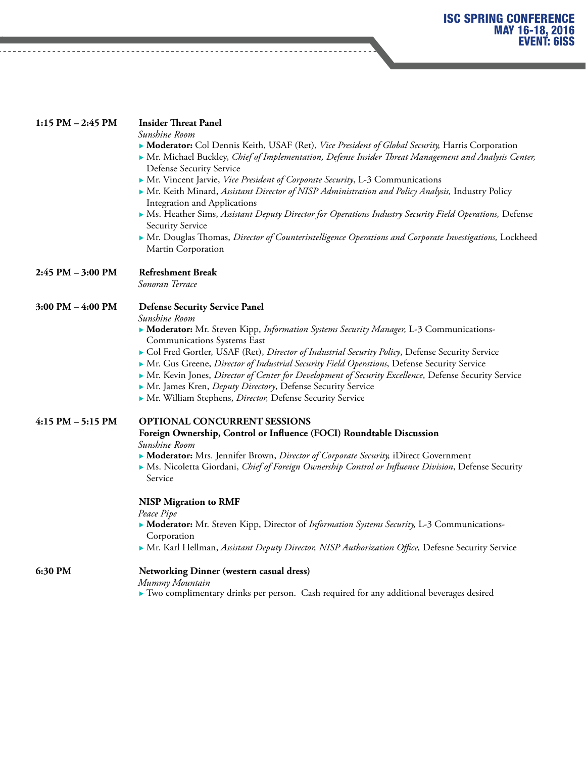**1:15 PM – 2:45 PM** — **Insider Threat Panel**

*Sunshine Room*

- **Moderator:** Col Dennis Keith, USAF (Ret), *Vice President of Global Security,* Harris Corporation
- Mr. Michael Buckley, *Chief of Implementation, Defense Insider Threat Management and Analysis Center,* Defense Security Service
- Mr. Vincent Jarvie, *Vice President of Corporate Security*, L-3 Communications
- Mr. Keith Minard, *Assistant Director of NISP Administration and Policy Analysis,* Industry Policy Integration and Applications
- Ms. Heather Sims, *Assistant Deputy Director for Operations Industry Security Field Operations,* Defense Security Service
- Mr. Douglas Thomas, *Director of Counterintelligence Operations and Corporate Investigations,* Lockheed Martin Corporation

**2:45 PM – 3:00 PM** — **Refreshment Break**

*Sonoran Terrace*

**3:00 PM – 4:00 PM** — **Defense Security Service Panel**

*Sunshine Room*

- **Moderator:** Mr. Steven Kipp, *Information Systems Security Manager,* L-3 Communications-Communications Systems East
- Col Fred Gortler, USAF (Ret), *Director of Industrial Security Policy*, Defense Security Service
- Mr. Gus Greene, *Director of Industrial Security Field Operations*, Defense Security Service
- Mr. Kevin Jones, *Director of Center for Development of Security Excellence*, Defense Security Service
- Mr. James Kren, *Deputy Directory*, Defense Security Service
- Mr. William Stephens, *Director,* Defense Security Service

**4:15 PM – 5:15 PM** — **OPTIONAL CONCURRENT SESSIONS**

**Foreign Ownership, Control or Influence (FOCI) Roundtable Discussion**

*Sunshine Room*

- **Moderator:** Mrs. Jennifer Brown, *Director of Corporate Security,* iDirect Government
- Ms. Nicoletta Giordani, *Chief of Foreign Ownership Control or Influence Division*, Defense Security Service

**NISP Migration to RMF**

*Peace Pipe*

- **Moderator:** Mr. Steven Kipp, Director of *Information Systems Security,* L-3 Communications-Corporation
- Mr. Karl Hellman, *Assistant Deputy Director, NISP Authorization Office,* Defesne Security Service

**6:30 PM** — **Networking Dinner (western casual dress)**

*Mummy Mountain*

- Two complimentary drinks per person. Cash required for any additional beverages desired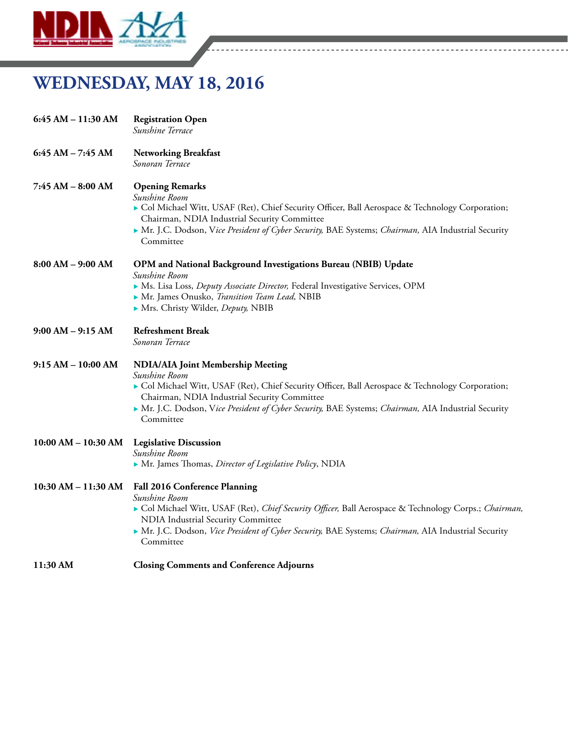# WEDNESDAY, MAY 18, 2016

**6:45 AM – 11:30 AM** **Registration Open**
*Sunshine Terrace*

**6:45 AM – 7:45 AM** **Networking Breakfast**
*Sonoran Terrace*

**7:45 AM – 8:00 AM** **Opening Remarks**
*Sunshine Room*

- Col Michael Witt, USAF (Ret), Chief Security Officer, Ball Aerospace & Technology Corporation; Chairman, NDIA Industrial Security Committee
- Mr. J.C. Dodson, V*ice President of Cyber Security,* BAE Systems; *Chairman,* AIA Industrial Security Committee

**8:00 AM – 9:00 AM** **OPM and National Background Investigations Bureau (NBIB) Update**
*Sunshine Room*

- Ms. Lisa Loss, *Deputy Associate Director,* Federal Investigative Services, OPM
- Mr. James Onusko, *Transition Team Lead,* NBIB
- Mrs. Christy Wilder, *Deputy,* NBIB

**9:00 AM – 9:15 AM** **Refreshment Break**
*Sonoran Terrace*

**9:15 AM – 10:00 AM** **NDIA/AIA Joint Membership Meeting**
*Sunshine Room*

- Col Michael Witt, USAF (Ret), Chief Security Officer, Ball Aerospace & Technology Corporation; Chairman, NDIA Industrial Security Committee
- Mr. J.C. Dodson, V*ice President of Cyber Security,* BAE Systems; *Chairman,* AIA Industrial Security Committee

**10:00 AM – 10:30 AM** **Legislative Discussion**
*Sunshine Room*

- Mr. James Thomas, *Director of Legislative Policy*, NDIA

**10:30 AM – 11:30 AM** **Fall 2016 Conference Planning**
*Sunshine Room*

- Col Michael Witt, USAF (Ret), *Chief Security Officer,* Ball Aerospace & Technology Corps.; *Chairman,* NDIA Industrial Security Committee
- Mr. J.C. Dodson, *Vice President of Cyber Security,* BAE Systems; *Chairman,* AIA Industrial Security Committee

**11:30 AM** **Closing Comments and Conference Adjourns**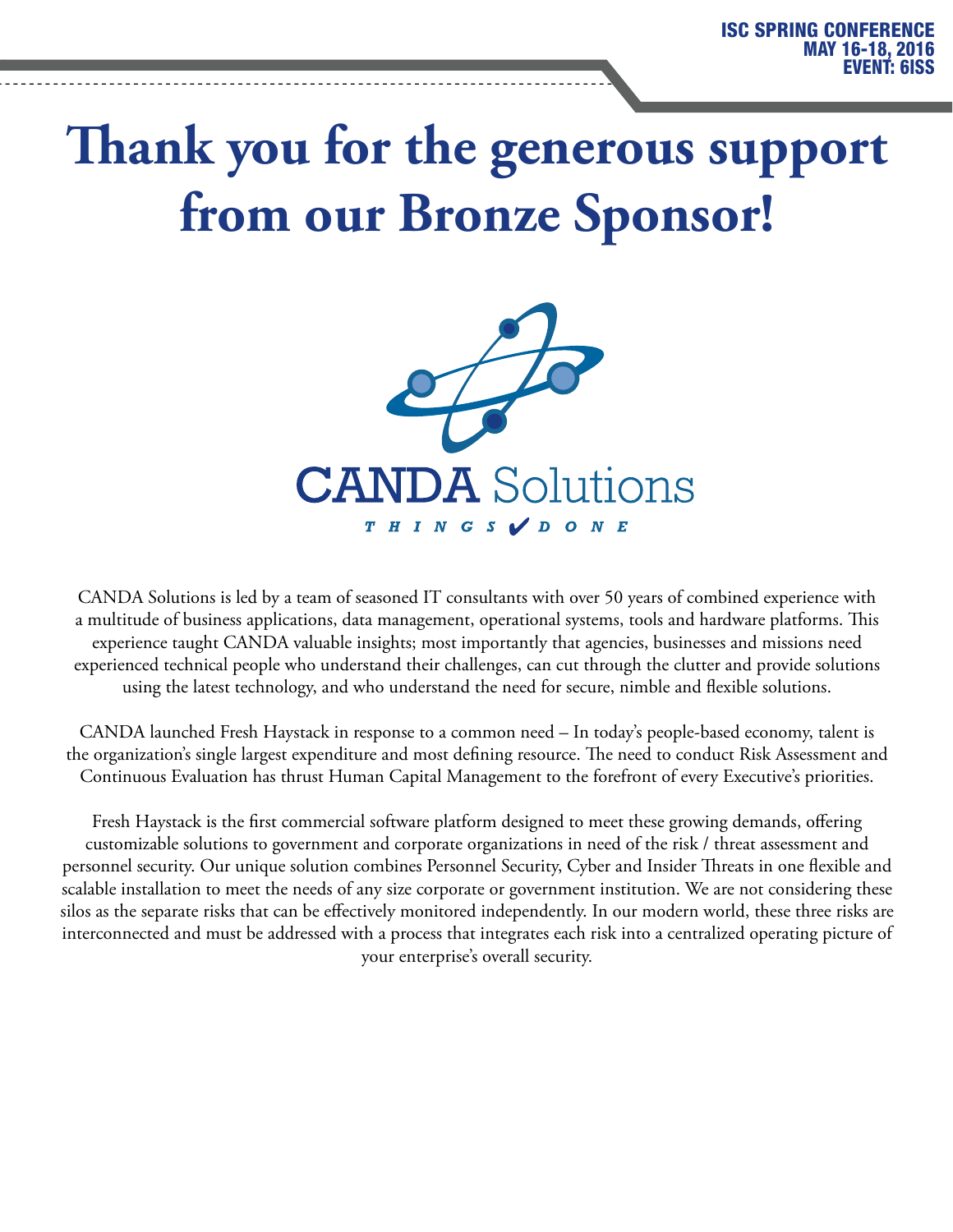# Thank you for the generous support from our Bronze Sponsor!

CANDA Solutions

THINGS ✔ DONE

CANDA Solutions is led by a team of seasoned IT consultants with over 50 years of combined experience with a multitude of business applications, data management, operational systems, tools and hardware platforms. This experience taught CANDA valuable insights; most importantly that agencies, businesses and missions need experienced technical people who understand their challenges, can cut through the clutter and provide solutions using the latest technology, and who understand the need for secure, nimble and flexible solutions.

CANDA launched Fresh Haystack in response to a common need – In today's people-based economy, talent is the organization's single largest expenditure and most defining resource. The need to conduct Risk Assessment and Continuous Evaluation has thrust Human Capital Management to the forefront of every Executive's priorities.

Fresh Haystack is the first commercial software platform designed to meet these growing demands, offering customizable solutions to government and corporate organizations in need of the risk / threat assessment and personnel security. Our unique solution combines Personnel Security, Cyber and Insider Threats in one flexible and scalable installation to meet the needs of any size corporate or government institution. We are not considering these silos as the separate risks that can be effectively monitored independently. In our modern world, these three risks are interconnected and must be addressed with a process that integrates each risk into a centralized operating picture of your enterprise's overall security.